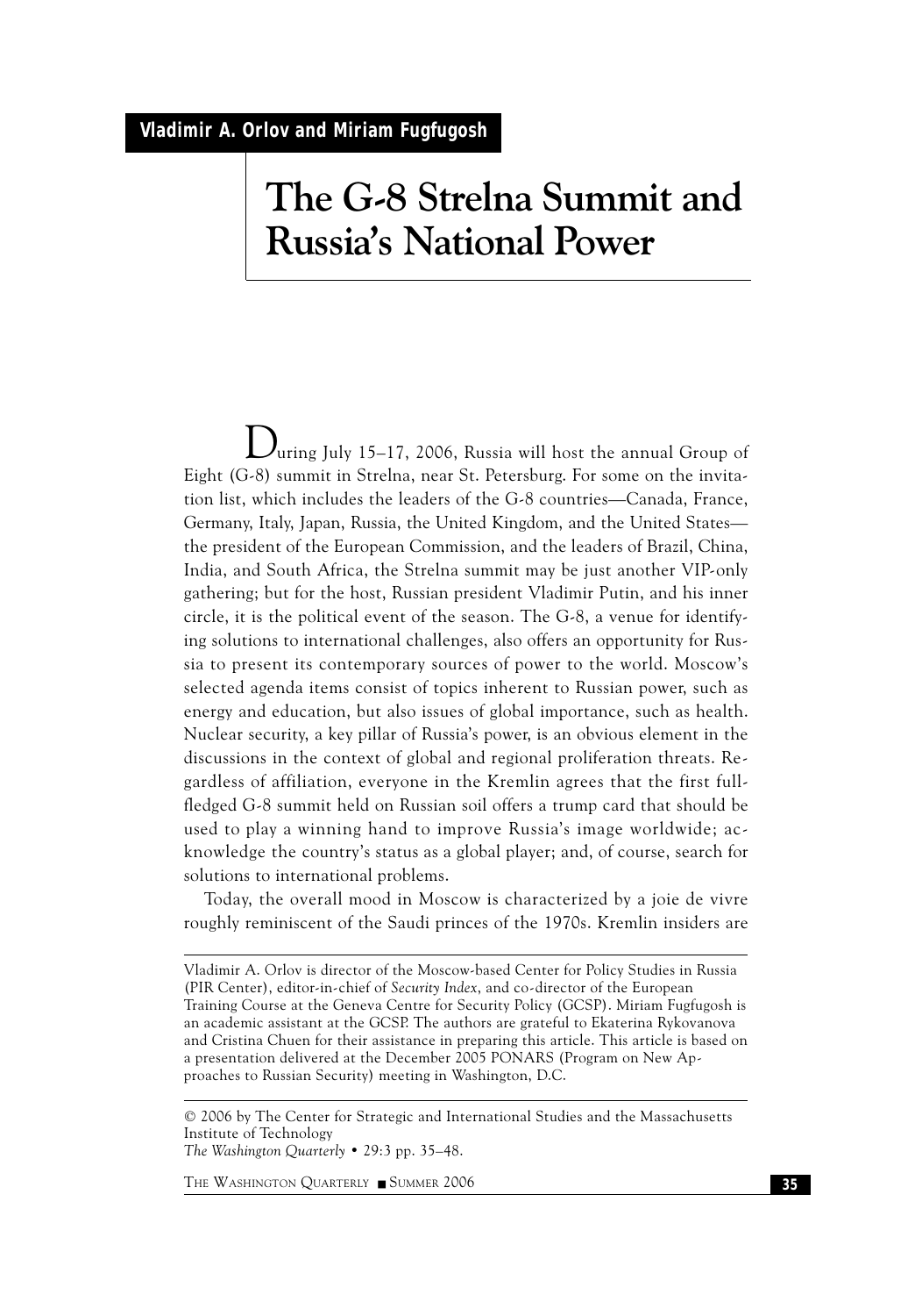**Vladimir A. Orlov and Miriam Fugfugosh**

# The G-8 Strelna Summit and Russia's National Power

During July 15–17, 2006, Russia will host the annual Group of Eight (G-8) summit in Strelna, near St. Petersburg. For some on the invitation list, which includes the leaders of the G-8 countries—Canada, France, Germany, Italy, Japan, Russia, the United Kingdom, and the United States—the president of the European Commission, and the leaders of Brazil, China, India, and South Africa, the Strelna summit may be just another VIP-only gathering; but for the host, Russian president Vladimir Putin, and his inner circle, it is the political event of the season. The G-8, a venue for identifying solutions to international challenges, also offers an opportunity for Russia to present its contemporary sources of power to the world. Moscow's selected agenda items consist of topics inherent to Russian power, such as energy and education, but also issues of global importance, such as health. Nuclear security, a key pillar of Russia's power, is an obvious element in the discussions in the context of global and regional proliferation threats. Regardless of affiliation, everyone in the Kremlin agrees that the first full-fledged G-8 summit held on Russian soil offers a trump card that should be used to play a winning hand to improve Russia's image worldwide; acknowledge the country's status as a global player; and, of course, search for solutions to international problems.

Today, the overall mood in Moscow is characterized by a joie de vivre roughly reminiscent of the Saudi princes of the 1970s. Kremlin insiders are

---

Vladimir A. Orlov is director of the Moscow-based Center for Policy Studies in Russia (PIR Center), editor-in-chief of *Security Index*, and co-director of the European Training Course at the Geneva Centre for Security Policy (GCSP). Miriam Fugfugosh is an academic assistant at the GCSP. The authors are grateful to Ekaterina Rykovanova and Cristina Chuen for their assistance in preparing this article. This article is based on a presentation delivered at the December 2005 PONARS (Program on New Approaches to Russian Security) meeting in Washington, D.C.

© 2006 by The Center for Strategic and International Studies and the Massachusetts Institute of Technology
*The Washington Quarterly* • 29:3 pp. 35–48.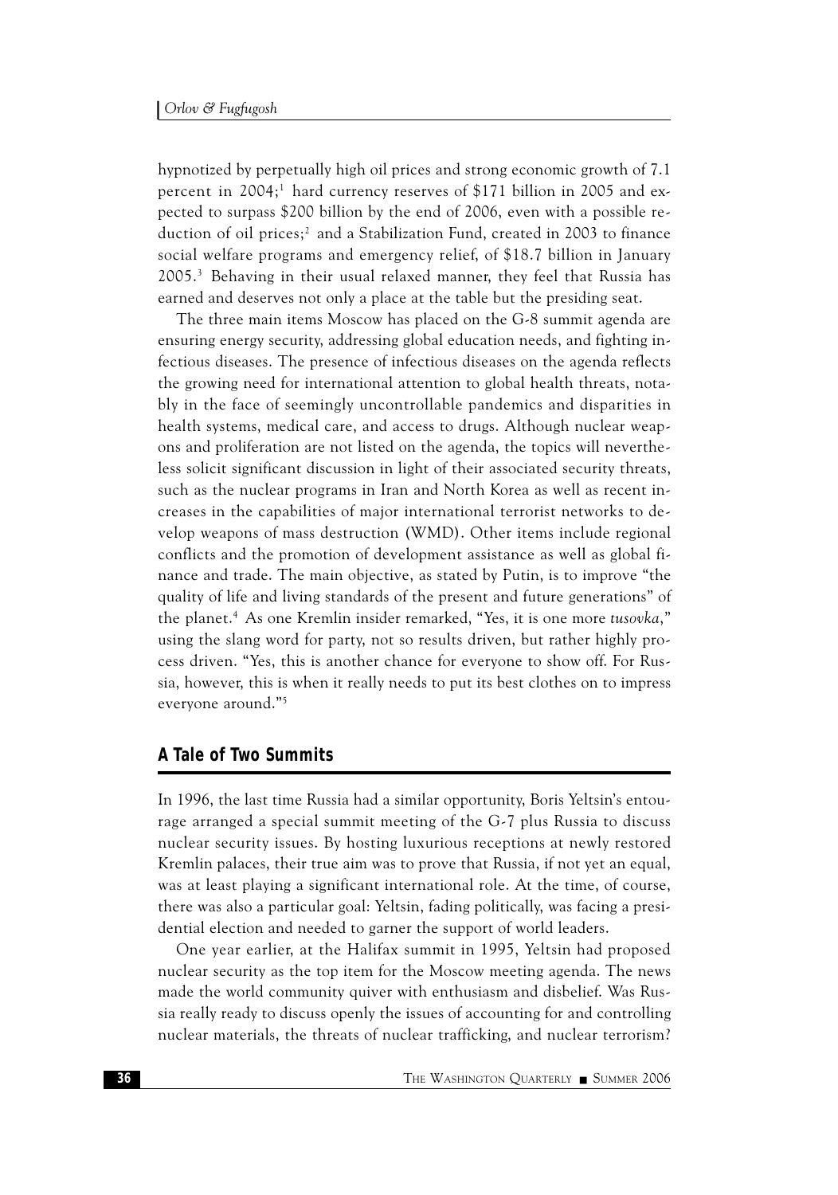hypnotized by perpetually high oil prices and strong economic growth of 7.1 percent in 2004;[1] hard currency reserves of $171 billion in 2005 and expected to surpass $200 billion by the end of 2006, even with a possible reduction of oil prices;[2] and a Stabilization Fund, created in 2003 to finance social welfare programs and emergency relief, of $18.7 billion in January 2005.[3] Behaving in their usual relaxed manner, they feel that Russia has earned and deserves not only a place at the table but the presiding seat.

The three main items Moscow has placed on the G-8 summit agenda are ensuring energy security, addressing global education needs, and fighting infectious diseases. The presence of infectious diseases on the agenda reflects the growing need for international attention to global health threats, notably in the face of seemingly uncontrollable pandemics and disparities in health systems, medical care, and access to drugs. Although nuclear weapons and proliferation are not listed on the agenda, the topics will nevertheless solicit significant discussion in light of their associated security threats, such as the nuclear programs in Iran and North Korea as well as recent increases in the capabilities of major international terrorist networks to develop weapons of mass destruction (WMD). Other items include regional conflicts and the promotion of development assistance as well as global finance and trade. The main objective, as stated by Putin, is to improve "the quality of life and living standards of the present and future generations" of the planet.[4] As one Kremlin insider remarked, "Yes, it is one more *tusovka*," using the slang word for party, not so results driven, but rather highly process driven. "Yes, this is another chance for everyone to show off. For Russia, however, this is when it really needs to put its best clothes on to impress everyone around."[5]

## A Tale of Two Summits

In 1996, the last time Russia had a similar opportunity, Boris Yeltsin's entourage arranged a special summit meeting of the G-7 plus Russia to discuss nuclear security issues. By hosting luxurious receptions at newly restored Kremlin palaces, their true aim was to prove that Russia, if not yet an equal, was at least playing a significant international role. At the time, of course, there was also a particular goal: Yeltsin, fading politically, was facing a presidential election and needed to garner the support of world leaders.

One year earlier, at the Halifax summit in 1995, Yeltsin had proposed nuclear security as the top item for the Moscow meeting agenda. The news made the world community quiver with enthusiasm and disbelief. Was Russia really ready to discuss openly the issues of accounting for and controlling nuclear materials, the threats of nuclear trafficking, and nuclear terrorism?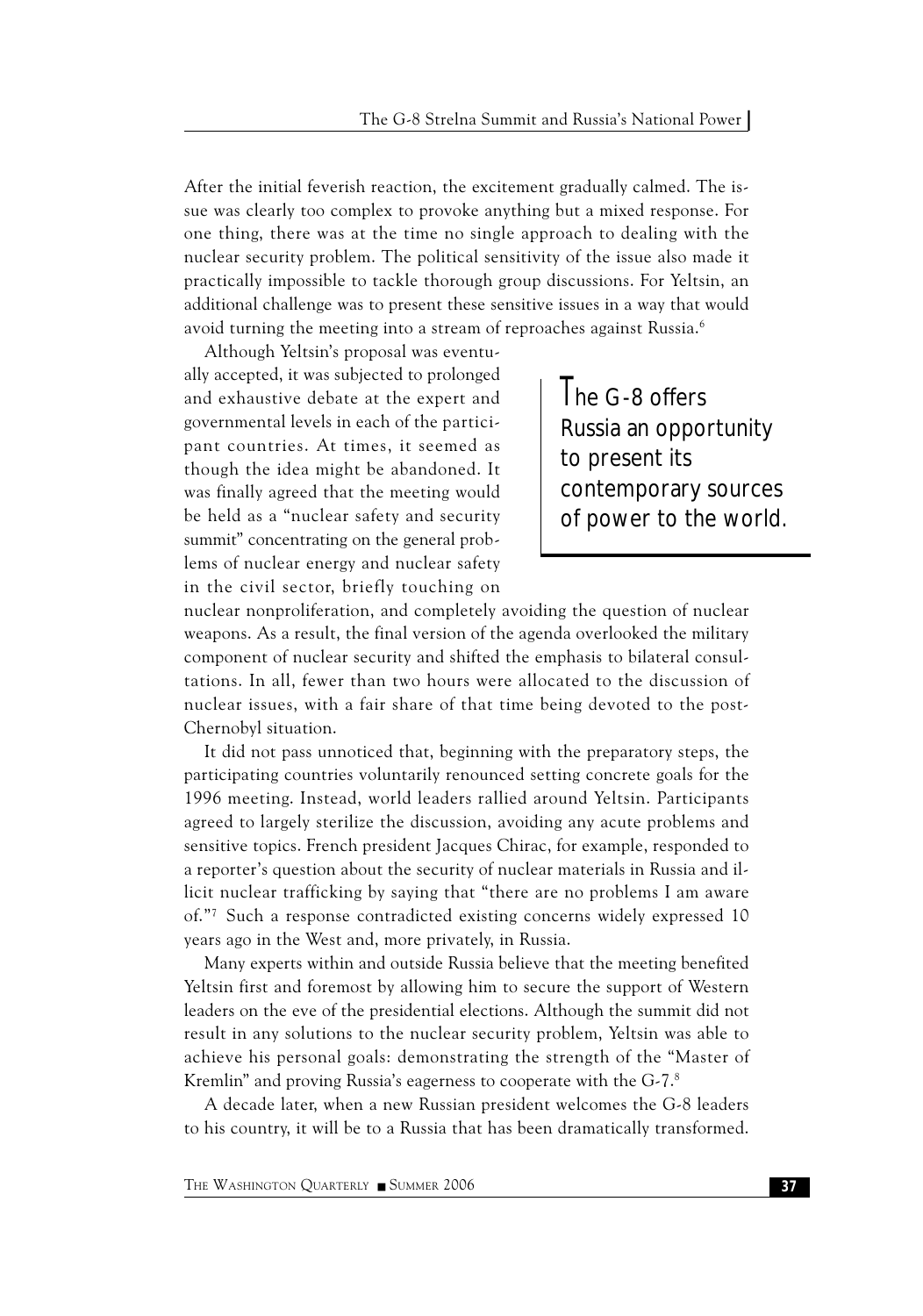After the initial feverish reaction, the excitement gradually calmed. The issue was clearly too complex to provoke anything but a mixed response. For one thing, there was at the time no single approach to dealing with the nuclear security problem. The political sensitivity of the issue also made it practically impossible to tackle thorough group discussions. For Yeltsin, an additional challenge was to present these sensitive issues in a way that would avoid turning the meeting into a stream of reproaches against Russia.[6]

Although Yeltsin's proposal was eventually accepted, it was subjected to prolonged and exhaustive debate at the expert and governmental levels in each of the participant countries. At times, it seemed as though the idea might be abandoned. It was finally agreed that the meeting would be held as a "nuclear safety and security summit" concentrating on the general problems of nuclear energy and nuclear safety in the civil sector, briefly touching on nuclear nonproliferation, and completely avoiding the question of nuclear weapons. As a result, the final version of the agenda overlooked the military component of nuclear security and shifted the emphasis to bilateral consultations. In all, fewer than two hours were allocated to the discussion of nuclear issues, with a fair share of that time being devoted to the post-Chernobyl situation.

> The G-8 offers Russia an opportunity to present its contemporary sources of power to the world.

It did not pass unnoticed that, beginning with the preparatory steps, the participating countries voluntarily renounced setting concrete goals for the 1996 meeting. Instead, world leaders rallied around Yeltsin. Participants agreed to largely sterilize the discussion, avoiding any acute problems and sensitive topics. French president Jacques Chirac, for example, responded to a reporter's question about the security of nuclear materials in Russia and illicit nuclear trafficking by saying that "there are no problems I am aware of."[7] Such a response contradicted existing concerns widely expressed 10 years ago in the West and, more privately, in Russia.

Many experts within and outside Russia believe that the meeting benefited Yeltsin first and foremost by allowing him to secure the support of Western leaders on the eve of the presidential elections. Although the summit did not result in any solutions to the nuclear security problem, Yeltsin was able to achieve his personal goals: demonstrating the strength of the "Master of Kremlin" and proving Russia's eagerness to cooperate with the G-7.[8]

A decade later, when a new Russian president welcomes the G-8 leaders to his country, it will be to a Russia that has been dramatically transformed.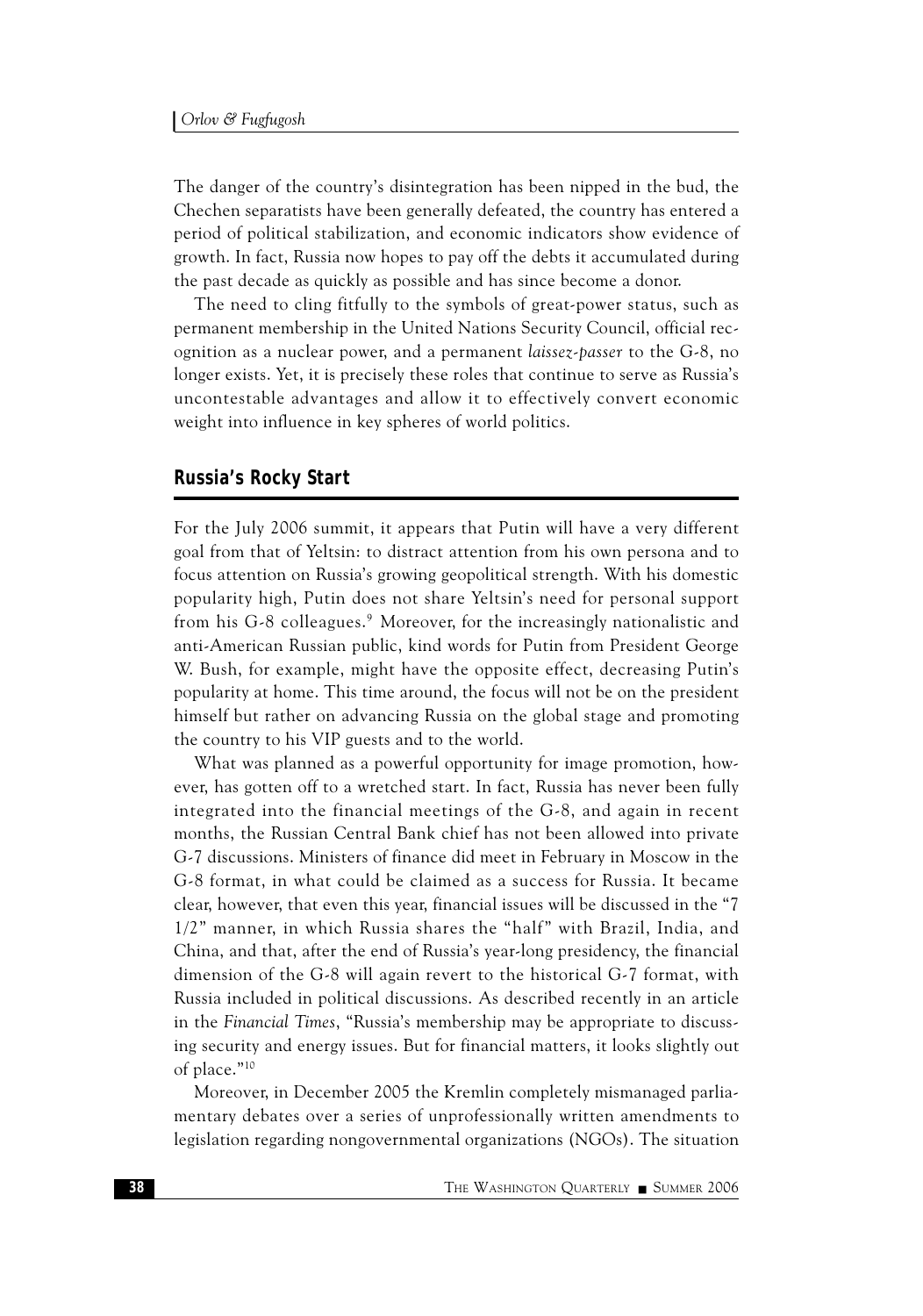The danger of the country's disintegration has been nipped in the bud, the Chechen separatists have been generally defeated, the country has entered a period of political stabilization, and economic indicators show evidence of growth. In fact, Russia now hopes to pay off the debts it accumulated during the past decade as quickly as possible and has since become a donor.

The need to cling fitfully to the symbols of great-power status, such as permanent membership in the United Nations Security Council, official recognition as a nuclear power, and a permanent *laissez-passer* to the G-8, no longer exists. Yet, it is precisely these roles that continue to serve as Russia's uncontestable advantages and allow it to effectively convert economic weight into influence in key spheres of world politics.

## Russia's Rocky Start

For the July 2006 summit, it appears that Putin will have a very different goal from that of Yeltsin: to distract attention from his own persona and to focus attention on Russia's growing geopolitical strength. With his domestic popularity high, Putin does not share Yeltsin's need for personal support from his G-8 colleagues.[9] Moreover, for the increasingly nationalistic and anti-American Russian public, kind words for Putin from President George W. Bush, for example, might have the opposite effect, decreasing Putin's popularity at home. This time around, the focus will not be on the president himself but rather on advancing Russia on the global stage and promoting the country to his VIP guests and to the world.

What was planned as a powerful opportunity for image promotion, however, has gotten off to a wretched start. In fact, Russia has never been fully integrated into the financial meetings of the G-8, and again in recent months, the Russian Central Bank chief has not been allowed into private G-7 discussions. Ministers of finance did meet in February in Moscow in the G-8 format, in what could be claimed as a success for Russia. It became clear, however, that even this year, financial issues will be discussed in the "7 1/2" manner, in which Russia shares the "half" with Brazil, India, and China, and that, after the end of Russia's year-long presidency, the financial dimension of the G-8 will again revert to the historical G-7 format, with Russia included in political discussions. As described recently in an article in the *Financial Times*, "Russia's membership may be appropriate to discussing security and energy issues. But for financial matters, it looks slightly out of place."[10]

Moreover, in December 2005 the Kremlin completely mismanaged parliamentary debates over a series of unprofessionally written amendments to legislation regarding nongovernmental organizations (NGOs). The situation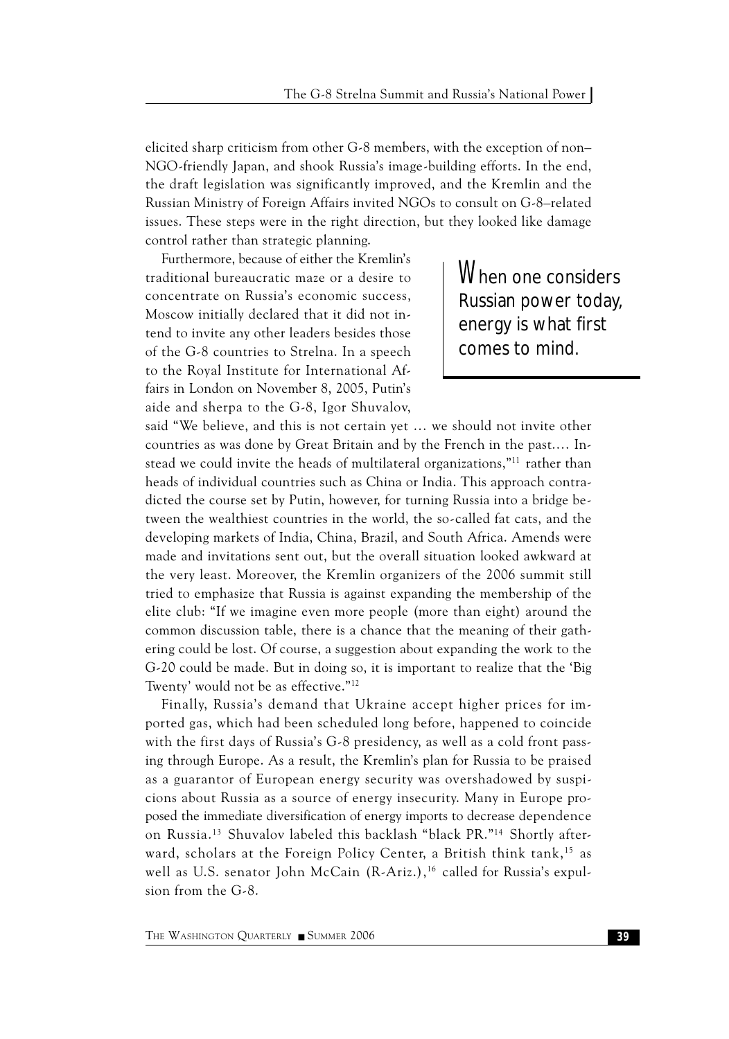elicited sharp criticism from other G-8 members, with the exception of non–NGO-friendly Japan, and shook Russia's image-building efforts. In the end, the draft legislation was significantly improved, and the Kremlin and the Russian Ministry of Foreign Affairs invited NGOs to consult on G-8–related issues. These steps were in the right direction, but they looked like damage control rather than strategic planning.

Furthermore, because of either the Kremlin's traditional bureaucratic maze or a desire to concentrate on Russia's economic success, Moscow initially declared that it did not intend to invite any other leaders besides those of the G-8 countries to Strelna. In a speech to the Royal Institute for International Affairs in London on November 8, 2005, Putin's aide and sherpa to the G-8, Igor Shuvalov, said "We believe, and this is not certain yet … we should not invite other countries as was done by Great Britain and by the French in the past.… Instead we could invite the heads of multilateral organizations,"[11] rather than heads of individual countries such as China or India. This approach contradicted the course set by Putin, however, for turning Russia into a bridge between the wealthiest countries in the world, the so-called fat cats, and the developing markets of India, China, Brazil, and South Africa. Amends were made and invitations sent out, but the overall situation looked awkward at the very least. Moreover, the Kremlin organizers of the 2006 summit still tried to emphasize that Russia is against expanding the membership of the elite club: "If we imagine even more people (more than eight) around the common discussion table, there is a chance that the meaning of their gathering could be lost. Of course, a suggestion about expanding the work to the G-20 could be made. But in doing so, it is important to realize that the 'Big Twenty' would not be as effective."[12]

> When one considers Russian power today, energy is what first comes to mind.

Finally, Russia's demand that Ukraine accept higher prices for imported gas, which had been scheduled long before, happened to coincide with the first days of Russia's G-8 presidency, as well as a cold front passing through Europe. As a result, the Kremlin's plan for Russia to be praised as a guarantor of European energy security was overshadowed by suspicions about Russia as a source of energy insecurity. Many in Europe proposed the immediate diversification of energy imports to decrease dependence on Russia.[13] Shuvalov labeled this backlash "black PR."[14] Shortly afterward, scholars at the Foreign Policy Center, a British think tank,[15] as well as U.S. senator John McCain (R-Ariz.),[16] called for Russia's expulsion from the G-8.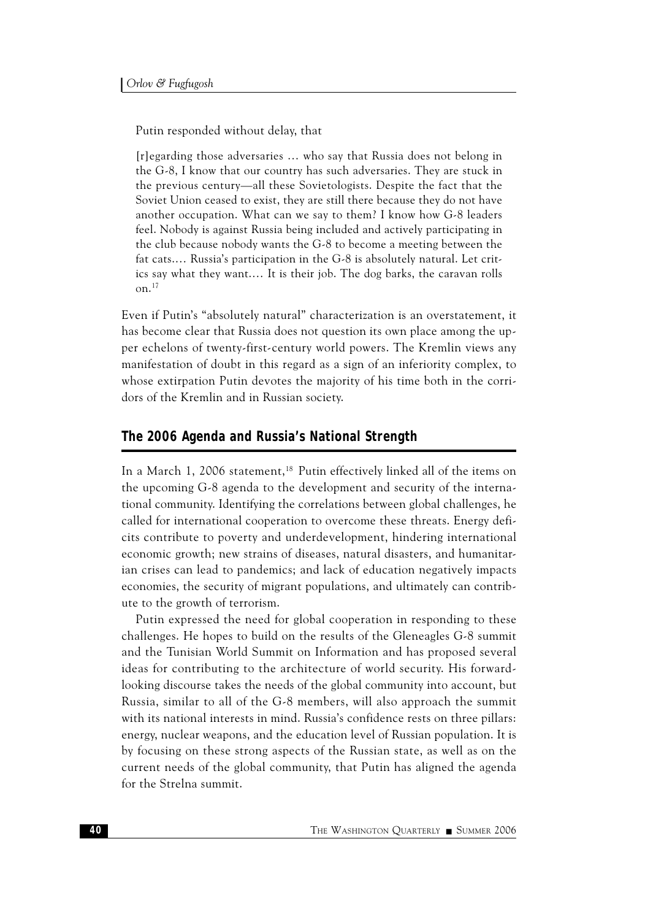Putin responded without delay, that

> [r]egarding those adversaries … who say that Russia does not belong in the G-8, I know that our country has such adversaries. They are stuck in the previous century—all these Sovietologists. Despite the fact that the Soviet Union ceased to exist, they are still there because they do not have another occupation. What can we say to them? I know how G-8 leaders feel. Nobody is against Russia being included and actively participating in the club because nobody wants the G-8 to become a meeting between the fat cats.… Russia's participation in the G-8 is absolutely natural. Let critics say what they want.… It is their job. The dog barks, the caravan rolls on.[17]

Even if Putin's "absolutely natural" characterization is an overstatement, it has become clear that Russia does not question its own place among the upper echelons of twenty-first-century world powers. The Kremlin views any manifestation of doubt in this regard as a sign of an inferiority complex, to whose extirpation Putin devotes the majority of his time both in the corridors of the Kremlin and in Russian society.

## The 2006 Agenda and Russia's National Strength

In a March 1, 2006 statement,[18] Putin effectively linked all of the items on the upcoming G-8 agenda to the development and security of the international community. Identifying the correlations between global challenges, he called for international cooperation to overcome these threats. Energy deficits contribute to poverty and underdevelopment, hindering international economic growth; new strains of diseases, natural disasters, and humanitarian crises can lead to pandemics; and lack of education negatively impacts economies, the security of migrant populations, and ultimately can contribute to the growth of terrorism.

Putin expressed the need for global cooperation in responding to these challenges. He hopes to build on the results of the Gleneagles G-8 summit and the Tunisian World Summit on Information and has proposed several ideas for contributing to the architecture of world security. His forward-looking discourse takes the needs of the global community into account, but Russia, similar to all of the G-8 members, will also approach the summit with its national interests in mind. Russia's confidence rests on three pillars: energy, nuclear weapons, and the education level of Russian population. It is by focusing on these strong aspects of the Russian state, as well as on the current needs of the global community, that Putin has aligned the agenda for the Strelna summit.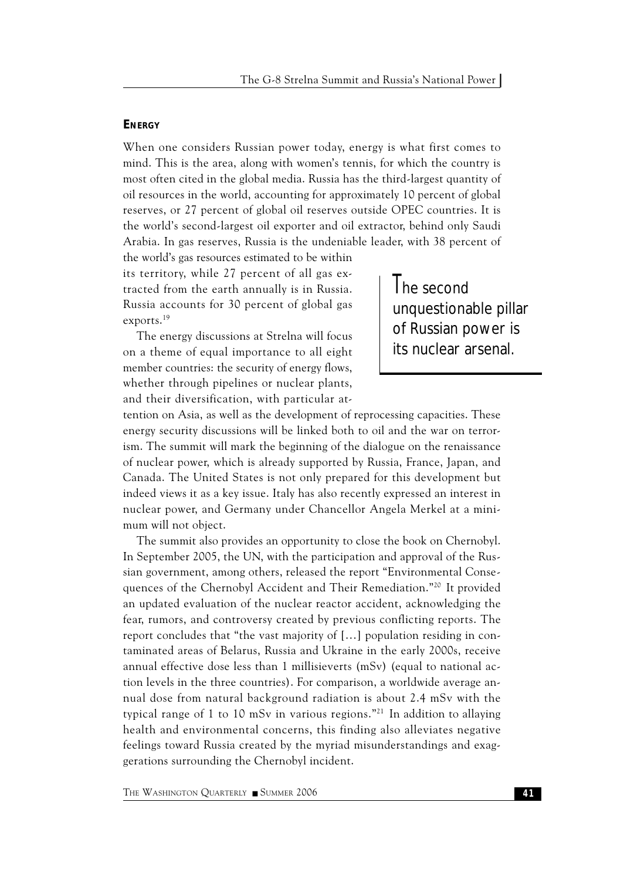## ENERGY

When one considers Russian power today, energy is what first comes to mind. This is the area, along with women's tennis, for which the country is most often cited in the global media. Russia has the third-largest quantity of oil resources in the world, accounting for approximately 10 percent of global reserves, or 27 percent of global oil reserves outside OPEC countries. It is the world's second-largest oil exporter and oil extractor, behind only Saudi Arabia. In gas reserves, Russia is the undeniable leader, with 38 percent of the world's gas resources estimated to be within its territory, while 27 percent of all gas extracted from the earth annually is in Russia. Russia accounts for 30 percent of global gas exports.[19]

> The second unquestionable pillar of Russian power is its nuclear arsenal.

The energy discussions at Strelna will focus on a theme of equal importance to all eight member countries: the security of energy flows, whether through pipelines or nuclear plants, and their diversification, with particular attention on Asia, as well as the development of reprocessing capacities. These energy security discussions will be linked both to oil and the war on terrorism. The summit will mark the beginning of the dialogue on the renaissance of nuclear power, which is already supported by Russia, France, Japan, and Canada. The United States is not only prepared for this development but indeed views it as a key issue. Italy has also recently expressed an interest in nuclear power, and Germany under Chancellor Angela Merkel at a minimum will not object.

The summit also provides an opportunity to close the book on Chernobyl. In September 2005, the UN, with the participation and approval of the Russian government, among others, released the report "Environmental Consequences of the Chernobyl Accident and Their Remediation."[20] It provided an updated evaluation of the nuclear reactor accident, acknowledging the fear, rumors, and controversy created by previous conflicting reports. The report concludes that "the vast majority of […] population residing in contaminated areas of Belarus, Russia and Ukraine in the early 2000s, receive annual effective dose less than 1 millisieverts (mSv) (equal to national action levels in the three countries). For comparison, a worldwide average annual dose from natural background radiation is about 2.4 mSv with the typical range of 1 to 10 mSv in various regions."[21] In addition to allaying health and environmental concerns, this finding also alleviates negative feelings toward Russia created by the myriad misunderstandings and exaggerations surrounding the Chernobyl incident.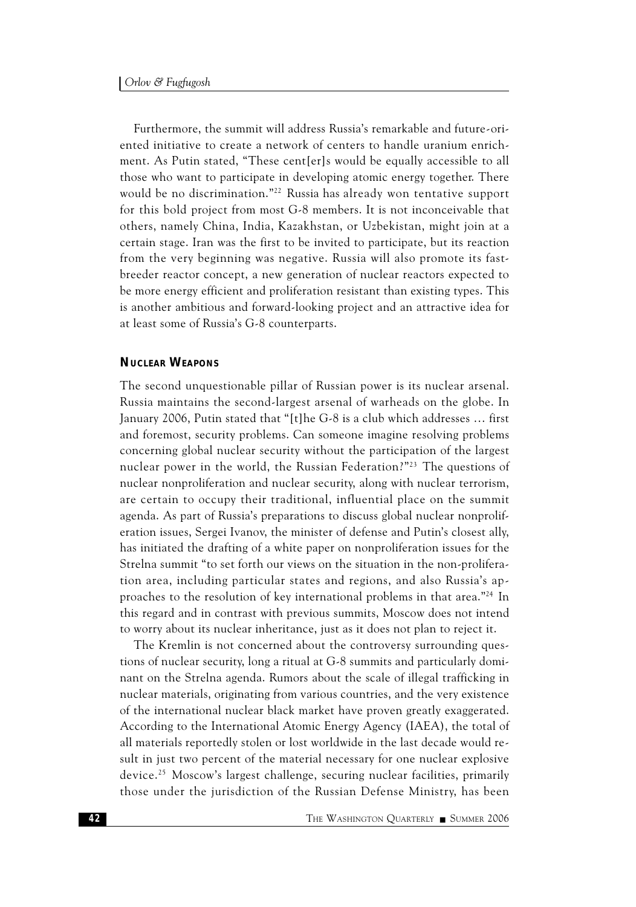Furthermore, the summit will address Russia's remarkable and future-oriented initiative to create a network of centers to handle uranium enrichment. As Putin stated, "These cent[er]s would be equally accessible to all those who want to participate in developing atomic energy together. There would be no discrimination."[22] Russia has already won tentative support for this bold project from most G-8 members. It is not inconceivable that others, namely China, India, Kazakhstan, or Uzbekistan, might join at a certain stage. Iran was the first to be invited to participate, but its reaction from the very beginning was negative. Russia will also promote its fast-breeder reactor concept, a new generation of nuclear reactors expected to be more energy efficient and proliferation resistant than existing types. This is another ambitious and forward-looking project and an attractive idea for at least some of Russia's G-8 counterparts.

### NUCLEAR WEAPONS

The second unquestionable pillar of Russian power is its nuclear arsenal. Russia maintains the second-largest arsenal of warheads on the globe. In January 2006, Putin stated that "[t]he G-8 is a club which addresses … first and foremost, security problems. Can someone imagine resolving problems concerning global nuclear security without the participation of the largest nuclear power in the world, the Russian Federation?"[23] The questions of nuclear nonproliferation and nuclear security, along with nuclear terrorism, are certain to occupy their traditional, influential place on the summit agenda. As part of Russia's preparations to discuss global nuclear nonproliferation issues, Sergei Ivanov, the minister of defense and Putin's closest ally, has initiated the drafting of a white paper on nonproliferation issues for the Strelna summit "to set forth our views on the situation in the non-proliferation area, including particular states and regions, and also Russia's approaches to the resolution of key international problems in that area."[24] In this regard and in contrast with previous summits, Moscow does not intend to worry about its nuclear inheritance, just as it does not plan to reject it.

The Kremlin is not concerned about the controversy surrounding questions of nuclear security, long a ritual at G-8 summits and particularly dominant on the Strelna agenda. Rumors about the scale of illegal trafficking in nuclear materials, originating from various countries, and the very existence of the international nuclear black market have proven greatly exaggerated. According to the International Atomic Energy Agency (IAEA), the total of all materials reportedly stolen or lost worldwide in the last decade would result in just two percent of the material necessary for one nuclear explosive device.[25] Moscow's largest challenge, securing nuclear facilities, primarily those under the jurisdiction of the Russian Defense Ministry, has been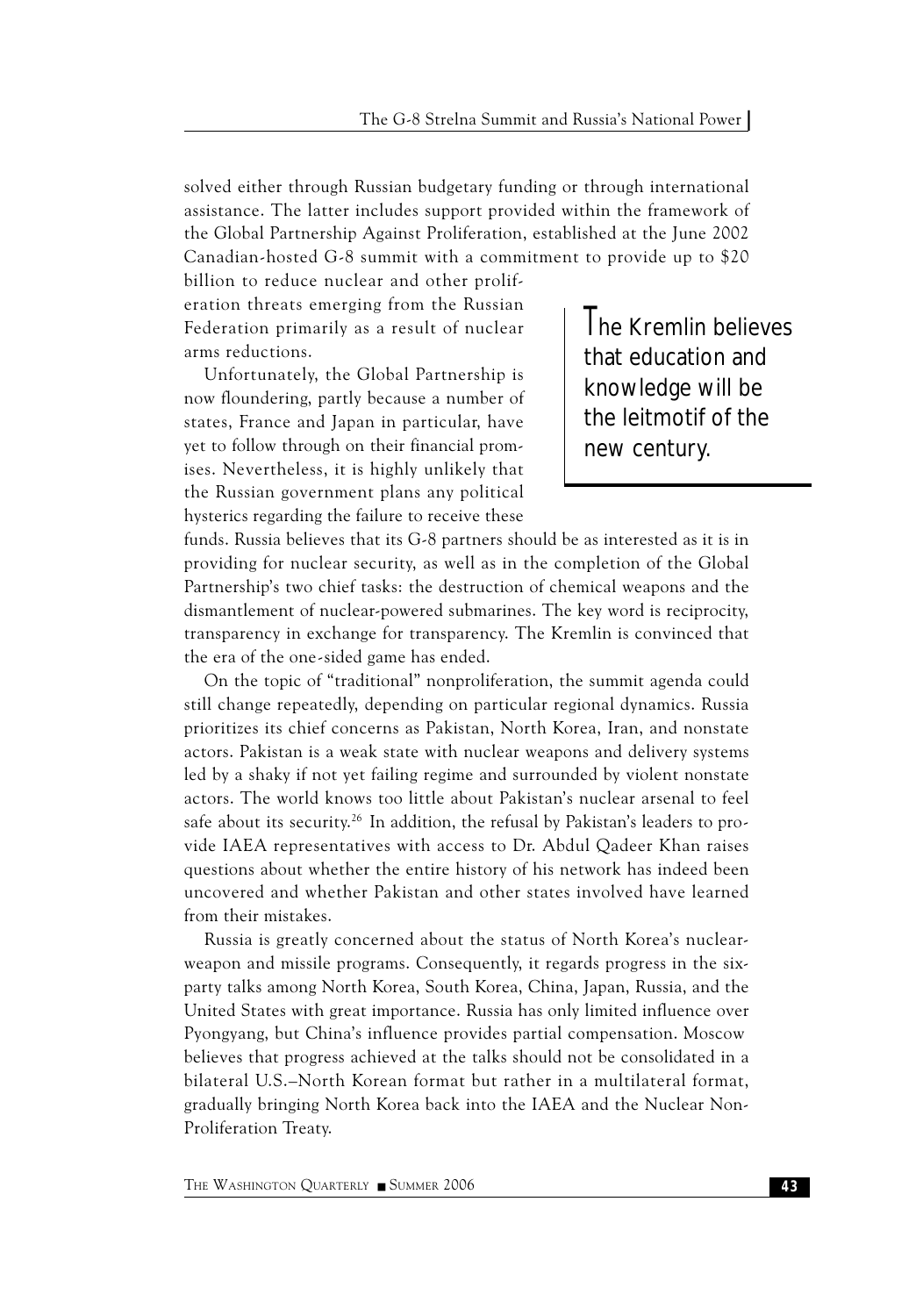solved either through Russian budgetary funding or through international assistance. The latter includes support provided within the framework of the Global Partnership Against Proliferation, established at the June 2002 Canadian-hosted G-8 summit with a commitment to provide up to $20 billion to reduce nuclear and other proliferation threats emerging from the Russian Federation primarily as a result of nuclear arms reductions.

Unfortunately, the Global Partnership is now floundering, partly because a number of states, France and Japan in particular, have yet to follow through on their financial promises. Nevertheless, it is highly unlikely that the Russian government plans any political hysterics regarding the failure to receive these funds. Russia believes that its G-8 partners should be as interested as it is in providing for nuclear security, as well as in the completion of the Global Partnership's two chief tasks: the destruction of chemical weapons and the dismantlement of nuclear-powered submarines. The key word is reciprocity, transparency in exchange for transparency. The Kremlin is convinced that the era of the one-sided game has ended.

> The Kremlin believes that education and knowledge will be the leitmotif of the new century.

On the topic of "traditional" nonproliferation, the summit agenda could still change repeatedly, depending on particular regional dynamics. Russia prioritizes its chief concerns as Pakistan, North Korea, Iran, and nonstate actors. Pakistan is a weak state with nuclear weapons and delivery systems led by a shaky if not yet failing regime and surrounded by violent nonstate actors. The world knows too little about Pakistan's nuclear arsenal to feel safe about its security.[26] In addition, the refusal by Pakistan's leaders to provide IAEA representatives with access to Dr. Abdul Qadeer Khan raises questions about whether the entire history of his network has indeed been uncovered and whether Pakistan and other states involved have learned from their mistakes.

Russia is greatly concerned about the status of North Korea's nuclear-weapon and missile programs. Consequently, it regards progress in the six-party talks among North Korea, South Korea, China, Japan, Russia, and the United States with great importance. Russia has only limited influence over Pyongyang, but China's influence provides partial compensation. Moscow believes that progress achieved at the talks should not be consolidated in a bilateral U.S.–North Korean format but rather in a multilateral format, gradually bringing North Korea back into the IAEA and the Nuclear Non-Proliferation Treaty.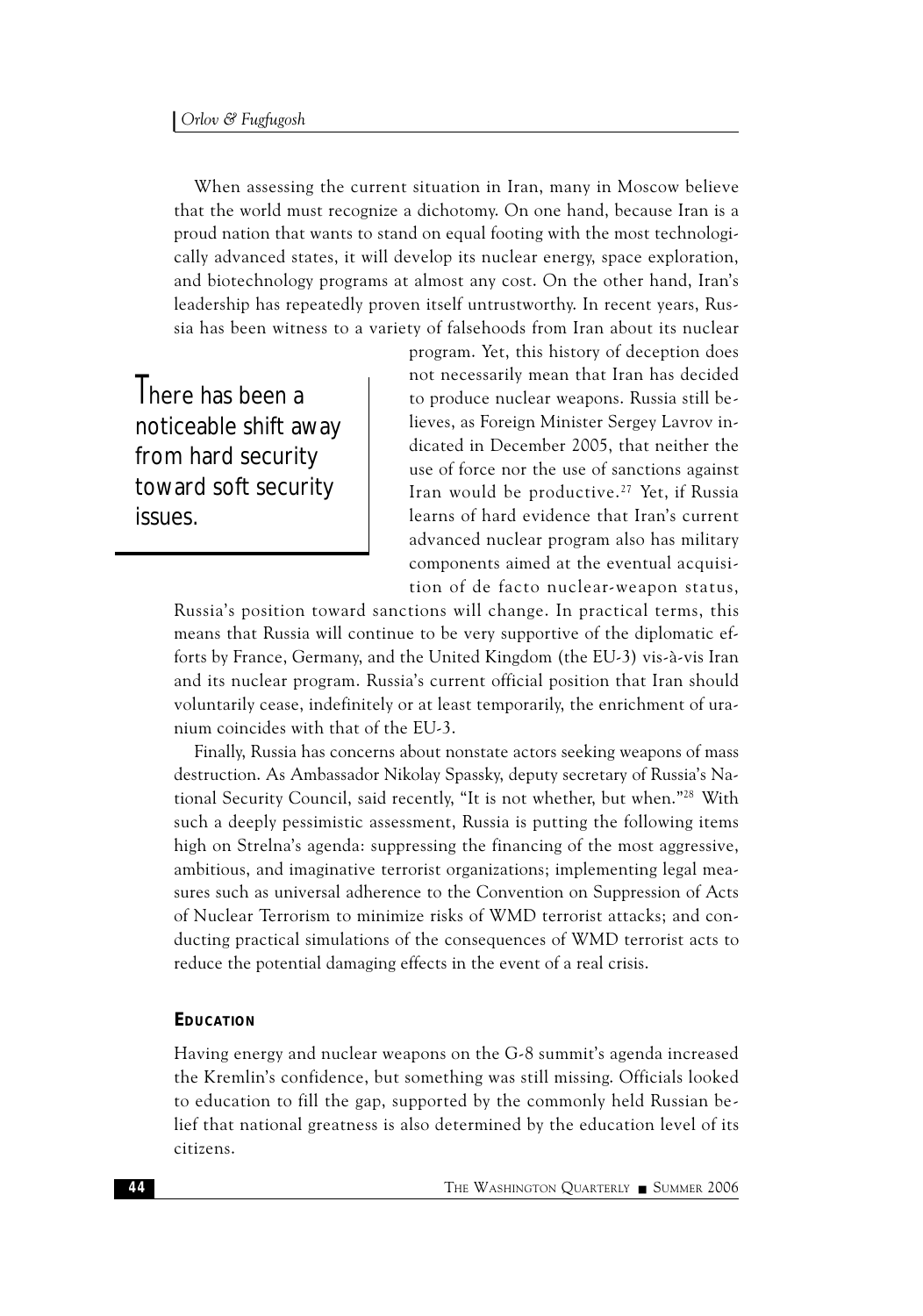When assessing the current situation in Iran, many in Moscow believe that the world must recognize a dichotomy. On one hand, because Iran is a proud nation that wants to stand on equal footing with the most technologically advanced states, it will develop its nuclear energy, space exploration, and biotechnology programs at almost any cost. On the other hand, Iran's leadership has repeatedly proven itself untrustworthy. In recent years, Russia has been witness to a variety of falsehoods from Iran about its nuclear program. Yet, this history of deception does not necessarily mean that Iran has decided to produce nuclear weapons. Russia still believes, as Foreign Minister Sergey Lavrov indicated in December 2005, that neither the use of force nor the use of sanctions against Iran would be productive.[27] Yet, if Russia learns of hard evidence that Iran's current advanced nuclear program also has military components aimed at the eventual acquisition of de facto nuclear-weapon status, Russia's position toward sanctions will change. In practical terms, this means that Russia will continue to be very supportive of the diplomatic efforts by France, Germany, and the United Kingdom (the EU-3) vis-à-vis Iran and its nuclear program. Russia's current official position that Iran should voluntarily cease, indefinitely or at least temporarily, the enrichment of uranium coincides with that of the EU-3.

> There has been a noticeable shift away from hard security toward soft security issues.

Finally, Russia has concerns about nonstate actors seeking weapons of mass destruction. As Ambassador Nikolay Spassky, deputy secretary of Russia's National Security Council, said recently, "It is not whether, but when."[28] With such a deeply pessimistic assessment, Russia is putting the following items high on Strelna's agenda: suppressing the financing of the most aggressive, ambitious, and imaginative terrorist organizations; implementing legal measures such as universal adherence to the Convention on Suppression of Acts of Nuclear Terrorism to minimize risks of WMD terrorist attacks; and conducting practical simulations of the consequences of WMD terrorist acts to reduce the potential damaging effects in the event of a real crisis.

### EDUCATION

Having energy and nuclear weapons on the G-8 summit's agenda increased the Kremlin's confidence, but something was still missing. Officials looked to education to fill the gap, supported by the commonly held Russian belief that national greatness is also determined by the education level of its citizens.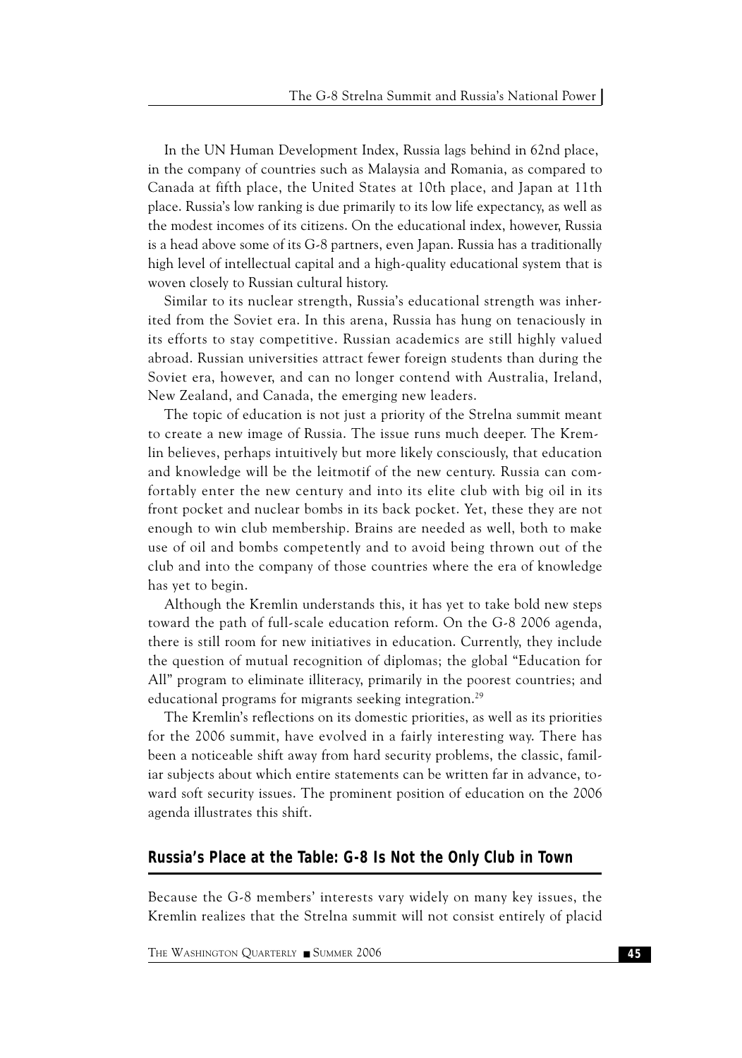In the UN Human Development Index, Russia lags behind in 62nd place, in the company of countries such as Malaysia and Romania, as compared to Canada at fifth place, the United States at 10th place, and Japan at 11th place. Russia's low ranking is due primarily to its low life expectancy, as well as the modest incomes of its citizens. On the educational index, however, Russia is a head above some of its G-8 partners, even Japan. Russia has a traditionally high level of intellectual capital and a high-quality educational system that is woven closely to Russian cultural history.

Similar to its nuclear strength, Russia's educational strength was inherited from the Soviet era. In this arena, Russia has hung on tenaciously in its efforts to stay competitive. Russian academics are still highly valued abroad. Russian universities attract fewer foreign students than during the Soviet era, however, and can no longer contend with Australia, Ireland, New Zealand, and Canada, the emerging new leaders.

The topic of education is not just a priority of the Strelna summit meant to create a new image of Russia. The issue runs much deeper. The Kremlin believes, perhaps intuitively but more likely consciously, that education and knowledge will be the leitmotif of the new century. Russia can comfortably enter the new century and into its elite club with big oil in its front pocket and nuclear bombs in its back pocket. Yet, these they are not enough to win club membership. Brains are needed as well, both to make use of oil and bombs competently and to avoid being thrown out of the club and into the company of those countries where the era of knowledge has yet to begin.

Although the Kremlin understands this, it has yet to take bold new steps toward the path of full-scale education reform. On the G-8 2006 agenda, there is still room for new initiatives in education. Currently, they include the question of mutual recognition of diplomas; the global "Education for All" program to eliminate illiteracy, primarily in the poorest countries; and educational programs for migrants seeking integration.[29]

The Kremlin's reflections on its domestic priorities, as well as its priorities for the 2006 summit, have evolved in a fairly interesting way. There has been a noticeable shift away from hard security problems, the classic, familiar subjects about which entire statements can be written far in advance, toward soft security issues. The prominent position of education on the 2006 agenda illustrates this shift.

## Russia's Place at the Table: G-8 Is Not the Only Club in Town

Because the G-8 members' interests vary widely on many key issues, the Kremlin realizes that the Strelna summit will not consist entirely of placid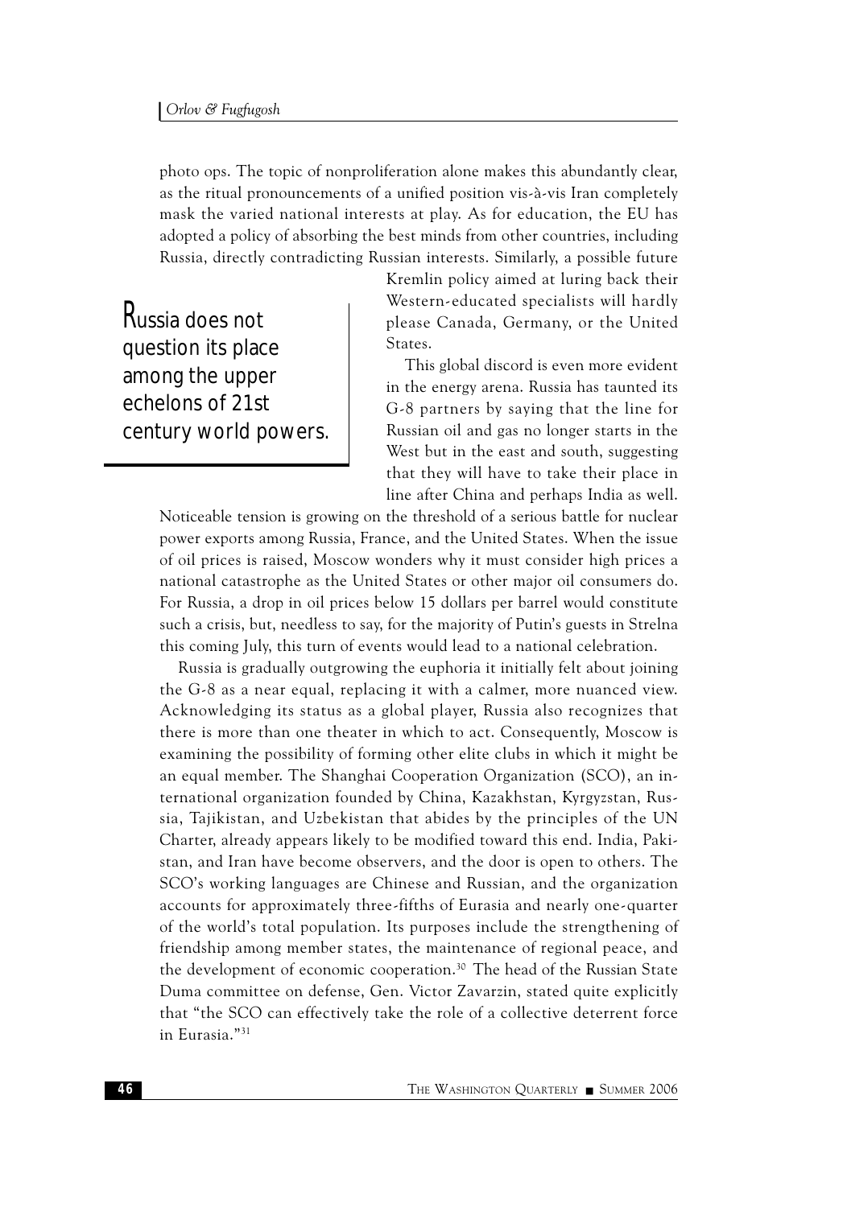photo ops. The topic of nonproliferation alone makes this abundantly clear, as the ritual pronouncements of a unified position vis-à-vis Iran completely mask the varied national interests at play. As for education, the EU has adopted a policy of absorbing the best minds from other countries, including Russia, directly contradicting Russian interests. Similarly, a possible future Kremlin policy aimed at luring back their Western-educated specialists will hardly please Canada, Germany, or the United States.

> Russia does not question its place among the upper echelons of 21st century world powers.

This global discord is even more evident in the energy arena. Russia has taunted its G-8 partners by saying that the line for Russian oil and gas no longer starts in the West but in the east and south, suggesting that they will have to take their place in line after China and perhaps India as well. Noticeable tension is growing on the threshold of a serious battle for nuclear power exports among Russia, France, and the United States. When the issue of oil prices is raised, Moscow wonders why it must consider high prices a national catastrophe as the United States or other major oil consumers do. For Russia, a drop in oil prices below 15 dollars per barrel would constitute such a crisis, but, needless to say, for the majority of Putin's guests in Strelna this coming July, this turn of events would lead to a national celebration.

Russia is gradually outgrowing the euphoria it initially felt about joining the G-8 as a near equal, replacing it with a calmer, more nuanced view. Acknowledging its status as a global player, Russia also recognizes that there is more than one theater in which to act. Consequently, Moscow is examining the possibility of forming other elite clubs in which it might be an equal member. The Shanghai Cooperation Organization (SCO), an international organization founded by China, Kazakhstan, Kyrgyzstan, Russia, Tajikistan, and Uzbekistan that abides by the principles of the UN Charter, already appears likely to be modified toward this end. India, Pakistan, and Iran have become observers, and the door is open to others. The SCO's working languages are Chinese and Russian, and the organization accounts for approximately three-fifths of Eurasia and nearly one-quarter of the world's total population. Its purposes include the strengthening of friendship among member states, the maintenance of regional peace, and the development of economic cooperation.[30] The head of the Russian State Duma committee on defense, Gen. Victor Zavarzin, stated quite explicitly that "the SCO can effectively take the role of a collective deterrent force in Eurasia."[31]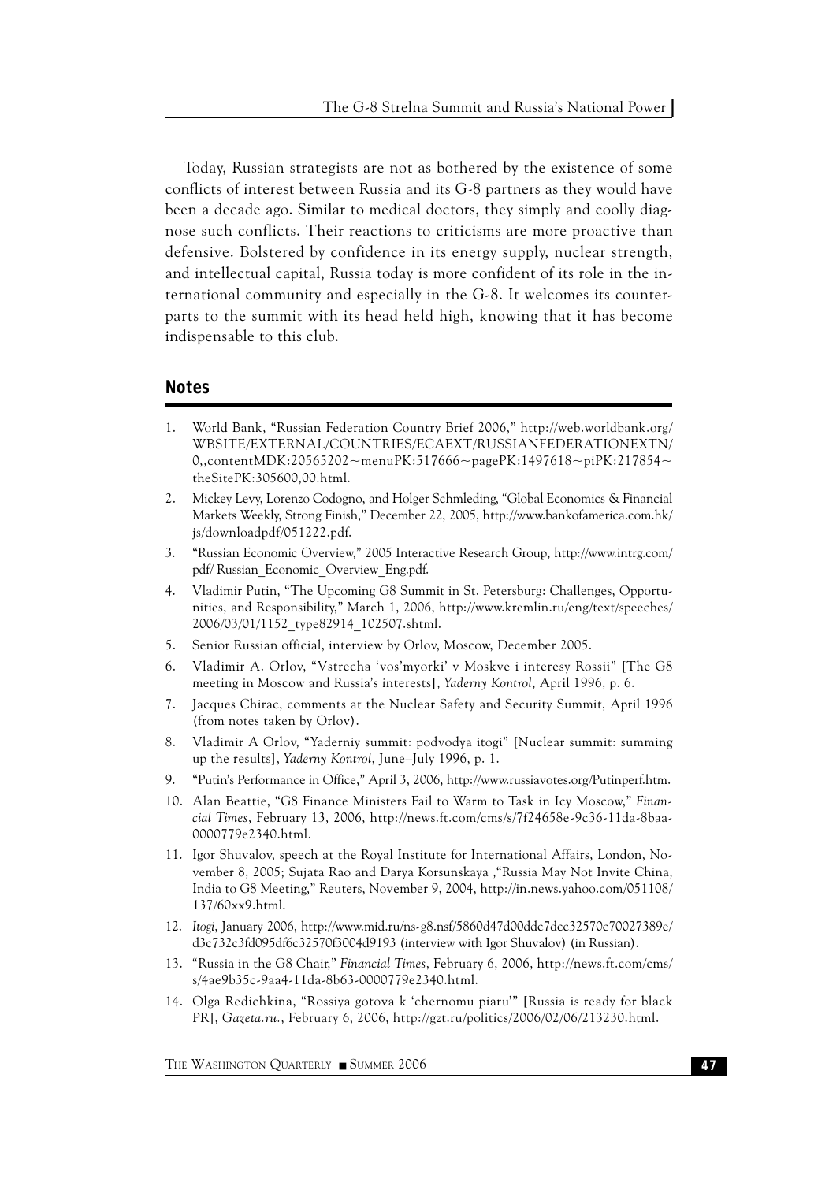Today, Russian strategists are not as bothered by the existence of some conflicts of interest between Russia and its G-8 partners as they would have been a decade ago. Similar to medical doctors, they simply and coolly diagnose such conflicts. Their reactions to criticisms are more proactive than defensive. Bolstered by confidence in its energy supply, nuclear strength, and intellectual capital, Russia today is more confident of its role in the international community and especially in the G-8. It welcomes its counterparts to the summit with its head held high, knowing that it has become indispensable to this club.

## Notes

1. World Bank, "Russian Federation Country Brief 2006," http://web.worldbank.org/WBSITE/EXTERNAL/COUNTRIES/ECAEXT/RUSSIANFEDERATIONEXTN/0,,contentMDK:20565202~menuPK:517666~pagePK:1497618~piPK:217854~theSitePK:305600,00.html.
2. Mickey Levy, Lorenzo Codogno, and Holger Schmleding, "Global Economics & Financial Markets Weekly, Strong Finish," December 22, 2005, http://www.bankofamerica.com.hk/js/downloadpdf/051222.pdf.
3. "Russian Economic Overview," 2005 Interactive Research Group, http://www.intrg.com/pdf/ Russian_Economic_Overview_Eng.pdf.
4. Vladimir Putin, "The Upcoming G8 Summit in St. Petersburg: Challenges, Opportunities, and Responsibility," March 1, 2006, http://www.kremlin.ru/eng/text/speeches/2006/03/01/1152_type82914_102507.shtml.
5. Senior Russian official, interview by Orlov, Moscow, December 2005.
6. Vladimir A. Orlov, "Vstrecha 'vos'myorki' v Moskve i interesy Rossii" [The G8 meeting in Moscow and Russia's interests], *Yaderny Kontrol*, April 1996, p. 6.
7. Jacques Chirac, comments at the Nuclear Safety and Security Summit, April 1996 (from notes taken by Orlov).
8. Vladimir A Orlov, "Yaderniy summit: podvodya itogi" [Nuclear summit: summing up the results], *Yaderny Kontrol*, June–July 1996, p. 1.
9. "Putin's Performance in Office," April 3, 2006, http://www.russiavotes.org/Putinperf.htm.
10. Alan Beattie, "G8 Finance Ministers Fail to Warm to Task in Icy Moscow," *Financial Times*, February 13, 2006, http://news.ft.com/cms/s/7f24658e-9c36-11da-8baa-0000779e2340.html.
11. Igor Shuvalov, speech at the Royal Institute for International Affairs, London, November 8, 2005; Sujata Rao and Darya Korsunskaya ,"Russia May Not Invite China, India to G8 Meeting," Reuters, November 9, 2004, http://in.news.yahoo.com/051108/137/60xx9.html.
12. *Itogi*, January 2006, http://www.mid.ru/ns-g8.nsf/5860d47d00ddc7dcc32570c70027389e/d3c732c3fd095df6c32570f3004d9193 (interview with Igor Shuvalov) (in Russian).
13. "Russia in the G8 Chair," *Financial Times*, February 6, 2006, http://news.ft.com/cms/s/4ae9b35c-9aa4-11da-8b63-0000779e2340.html.
14. Olga Redichkina, "Rossiya gotova k 'chernomu piaru'" [Russia is ready for black PR], *Gazeta.ru.*, February 6, 2006, http://gzt.ru/politics/2006/02/06/213230.html.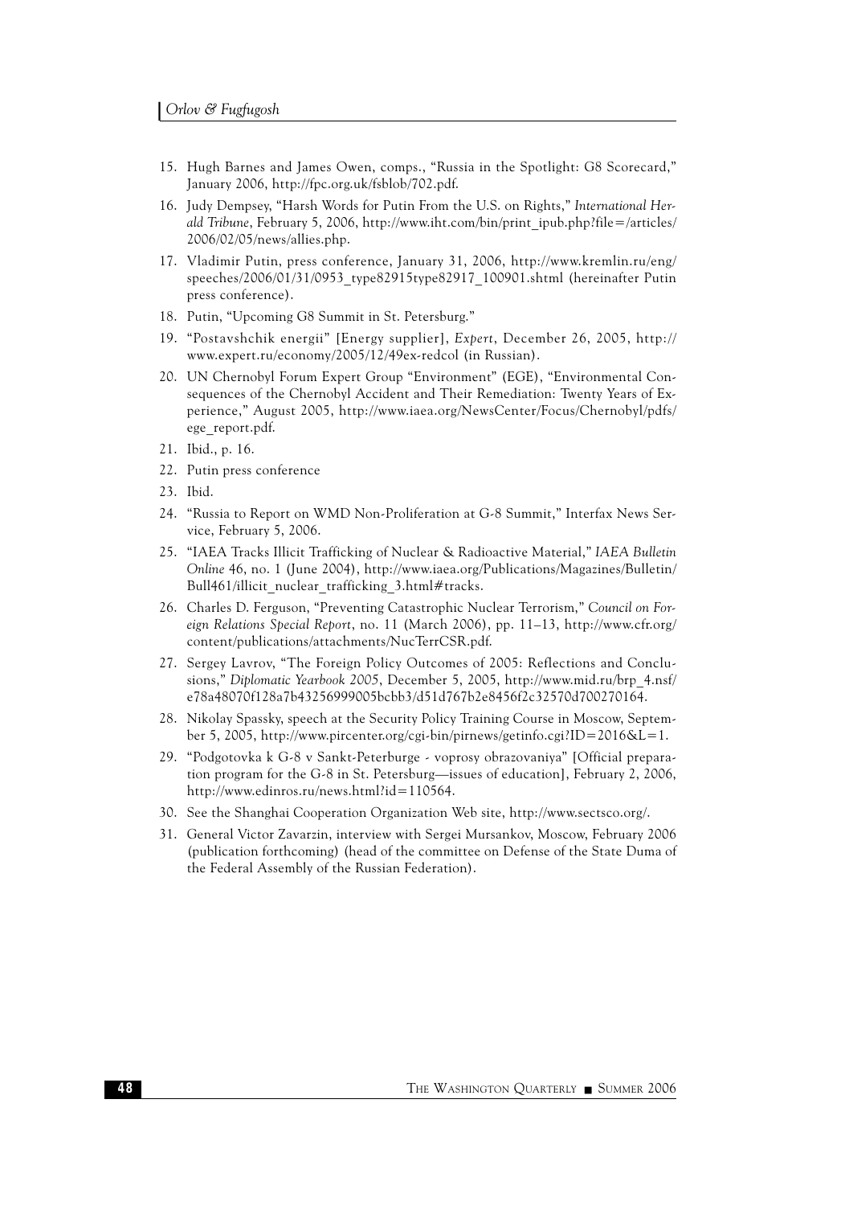15. Hugh Barnes and James Owen, comps., "Russia in the Spotlight: G8 Scorecard," January 2006, http://fpc.org.uk/fsblob/702.pdf.
16. Judy Dempsey, "Harsh Words for Putin From the U.S. on Rights," *International Herald Tribune*, February 5, 2006, http://www.iht.com/bin/print_ipub.php?file=/articles/2006/02/05/news/allies.php.
17. Vladimir Putin, press conference, January 31, 2006, http://www.kremlin.ru/eng/speeches/2006/01/31/0953_type82915type82917_100901.shtml (hereinafter Putin press conference).
18. Putin, "Upcoming G8 Summit in St. Petersburg."
19. "Postavshchik energii" [Energy supplier], *Expert*, December 26, 2005, http://www.expert.ru/economy/2005/12/49ex-redcol (in Russian).
20. UN Chernobyl Forum Expert Group "Environment" (EGE), "Environmental Consequences of the Chernobyl Accident and Their Remediation: Twenty Years of Experience," August 2005, http://www.iaea.org/NewsCenter/Focus/Chernobyl/pdfs/ege_report.pdf.
21. Ibid., p. 16.
22. Putin press conference
23. Ibid.
24. "Russia to Report on WMD Non-Proliferation at G-8 Summit," Interfax News Service, February 5, 2006.
25. "IAEA Tracks Illicit Trafficking of Nuclear & Radioactive Material," *IAEA Bulletin Online* 46, no. 1 (June 2004), http://www.iaea.org/Publications/Magazines/Bulletin/Bull461/illicit_nuclear_trafficking_3.html#tracks.
26. Charles D. Ferguson, "Preventing Catastrophic Nuclear Terrorism," *Council on Foreign Relations Special Report*, no. 11 (March 2006), pp. 11–13, http://www.cfr.org/content/publications/attachments/NucTerrCSR.pdf.
27. Sergey Lavrov, "The Foreign Policy Outcomes of 2005: Reflections and Conclusions," *Diplomatic Yearbook 2005*, December 5, 2005, http://www.mid.ru/brp_4.nsf/e78a48070f128a7b43256999005bcbb3/d51d767b2e8456f2c32570d700270164.
28. Nikolay Spassky, speech at the Security Policy Training Course in Moscow, September 5, 2005, http://www.pircenter.org/cgi-bin/pirnews/getinfo.cgi?ID=2016&L=1.
29. "Podgotovka k G-8 v Sankt-Peterburge - voprosy obrazovaniya" [Official preparation program for the G-8 in St. Petersburg—issues of education], February 2, 2006, http://www.edinros.ru/news.html?id=110564.
30. See the Shanghai Cooperation Organization Web site, http://www.sectsco.org/.
31. General Victor Zavarzin, interview with Sergei Mursankov, Moscow, February 2006 (publication forthcoming) (head of the committee on Defense of the State Duma of the Federal Assembly of the Russian Federation).